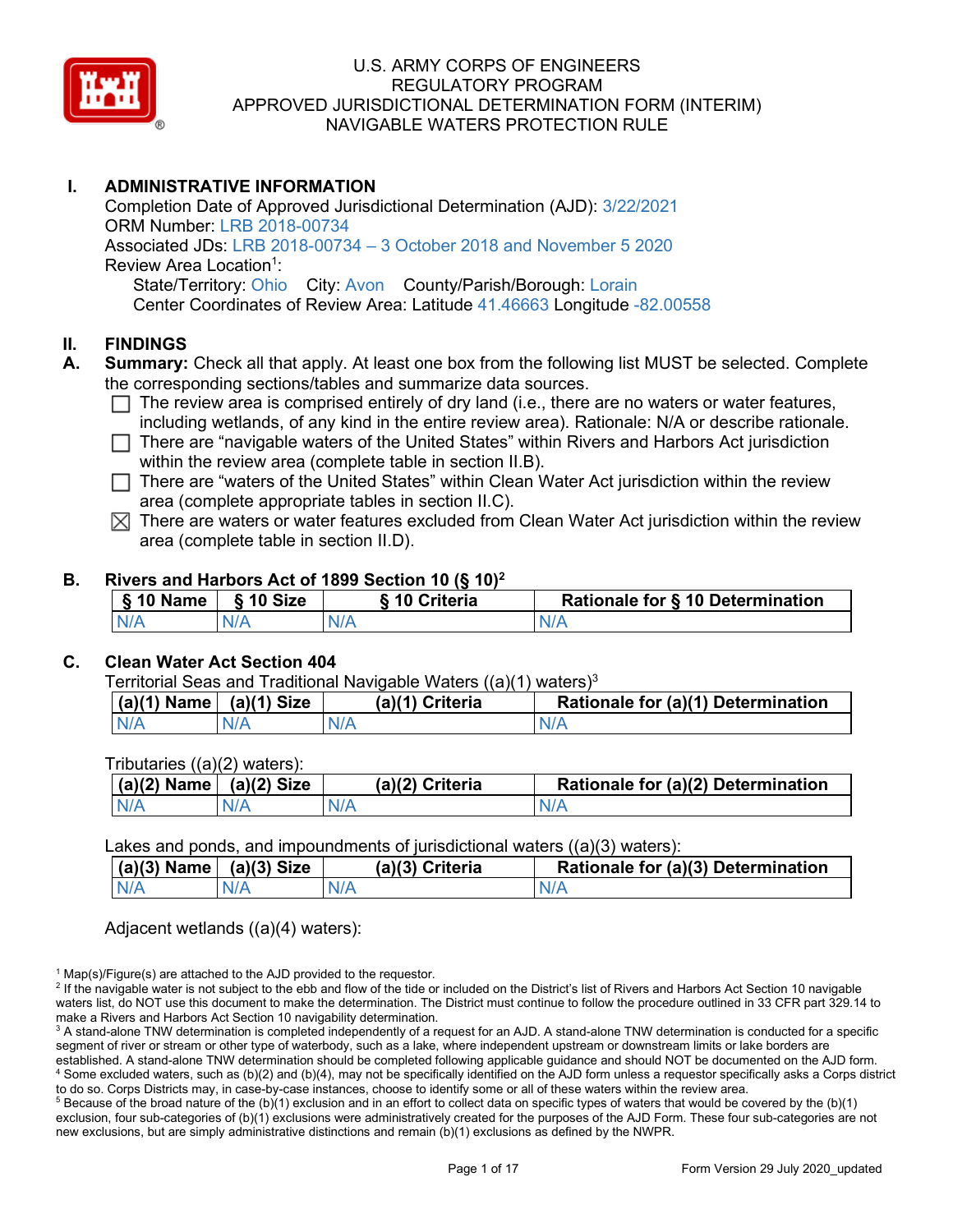U.S. ARMY CORPS OF ENGINEERS
REGULATORY PROGRAM
APPROVED JURISDICTIONAL DETERMINATION FORM (INTERIM)
NAVIGABLE WATERS PROTECTION RULE

## I. ADMINISTRATIVE INFORMATION

Completion Date of Approved Jurisdictional Determination (AJD): 3/22/2021
ORM Number: LRB 2018-00734
Associated JDs: LRB 2018-00734 – 3 October 2018 and November 5 2020
Review Area Location[1]:
State/Territory: Ohio City: Avon County/Parish/Borough: Lorain
Center Coordinates of Review Area: Latitude 41.46663 Longitude -82.00558

## II. FINDINGS

**A. Summary:** Check all that apply. At least one box from the following list MUST be selected. Complete the corresponding sections/tables and summarize data sources.

- ☐ The review area is comprised entirely of dry land (i.e., there are no waters or water features, including wetlands, of any kind in the entire review area). Rationale: N/A or describe rationale.
- ☐ There are "navigable waters of the United States" within Rivers and Harbors Act jurisdiction within the review area (complete table in section II.B).
- ☐ There are "waters of the United States" within Clean Water Act jurisdiction within the review area (complete appropriate tables in section II.C).
- ☒ There are waters or water features excluded from Clean Water Act jurisdiction within the review area (complete table in section II.D).

**B. Rivers and Harbors Act of 1899 Section 10 (§ 10)[2]**

| § 10 Name | § 10 Size | § 10 Criteria | Rationale for § 10 Determination |
|---|---|---|---|
| N/A | N/A | N/A | N/A |

**C. Clean Water Act Section 404**

Territorial Seas and Traditional Navigable Waters ((a)(1) waters)[3]

| (a)(1) Name | (a)(1) Size | (a)(1) Criteria | Rationale for (a)(1) Determination |
|---|---|---|---|
| N/A | N/A | N/A | N/A |

Tributaries ((a)(2) waters):

| (a)(2) Name | (a)(2) Size | (a)(2) Criteria | Rationale for (a)(2) Determination |
|---|---|---|---|
| N/A | N/A | N/A | N/A |

Lakes and ponds, and impoundments of jurisdictional waters ((a)(3) waters):

| (a)(3) Name | (a)(3) Size | (a)(3) Criteria | Rationale for (a)(3) Determination |
|---|---|---|---|
| N/A | N/A | N/A | N/A |

Adjacent wetlands ((a)(4) waters):

[1] Map(s)/Figure(s) are attached to the AJD provided to the requestor.
[2] If the navigable water is not subject to the ebb and flow of the tide or included on the District's list of Rivers and Harbors Act Section 10 navigable waters list, do NOT use this document to make the determination. The District must continue to follow the procedure outlined in 33 CFR part 329.14 to make a Rivers and Harbors Act Section 10 navigability determination.
[3] A stand-alone TNW determination is completed independently of a request for an AJD. A stand-alone TNW determination is conducted for a specific segment of river or stream or other type of waterbody, such as a lake, where independent upstream or downstream limits or lake borders are established. A stand-alone TNW determination should be completed following applicable guidance and should NOT be documented on the AJD form.
[4] Some excluded waters, such as (b)(2) and (b)(4), may not be specifically identified on the AJD form unless a requestor specifically asks a Corps district to do so. Corps Districts may, in case-by-case instances, choose to identify some or all of these waters within the review area.
[5] Because of the broad nature of the (b)(1) exclusion and in an effort to collect data on specific types of waters that would be covered by the (b)(1) exclusion, four sub-categories of (b)(1) exclusions were administratively created for the purposes of the AJD Form. These four sub-categories are not new exclusions, but are simply administrative distinctions and remain (b)(1) exclusions as defined by the NWPR.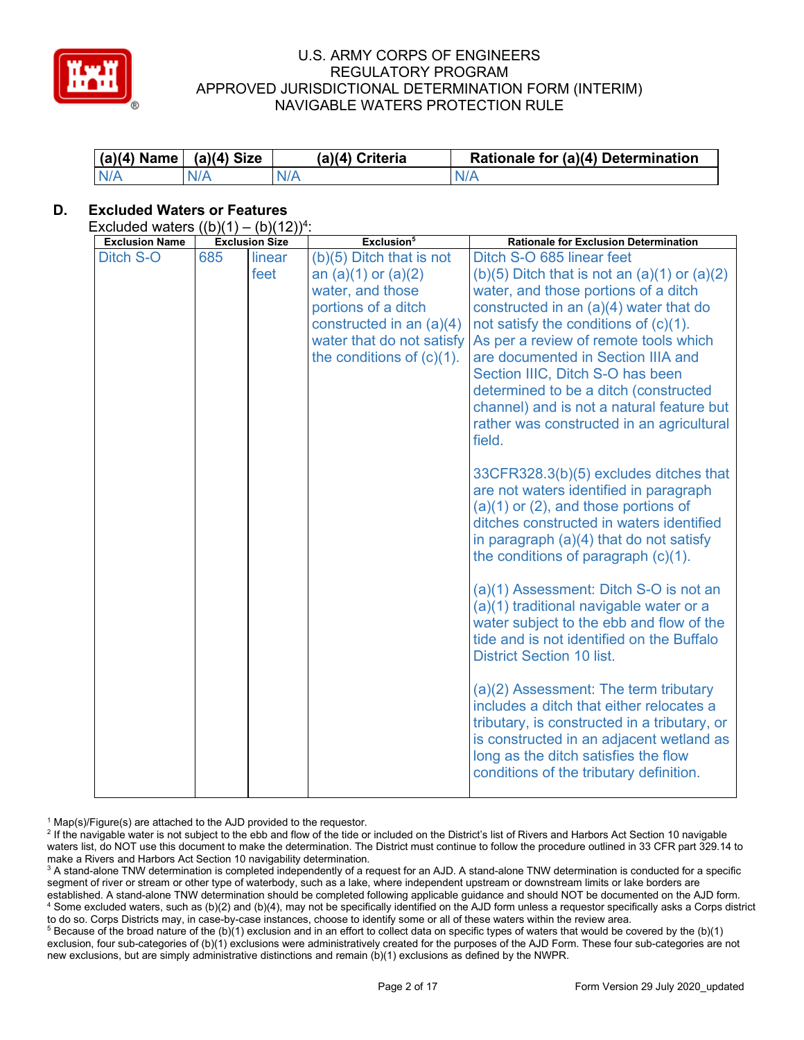| (a)(4) Name | (a)(4) Size | (a)(4) Criteria | Rationale for (a)(4) Determination |
|---|---|---|---|
| N/A | N/A | N/A | N/A |

## D. Excluded Waters or Features

Excluded waters ((b)(1) – (b)(12))[4]:

| Exclusion Name | Exclusion Size | | Exclusion[5] | Rationale for Exclusion Determination |
|---|---|---|---|---|
| Ditch S-O | 685 | linear feet | (b)(5) Ditch that is not an (a)(1) or (a)(2) water, and those portions of a ditch constructed in an (a)(4) water that do not satisfy the conditions of (c)(1). | Ditch S-O 685 linear feet (b)(5) Ditch that is not an (a)(1) or (a)(2) water, and those portions of a ditch constructed in an (a)(4) water that do not satisfy the conditions of (c)(1). As per a review of remote tools which are documented in Section IIIA and Section IIIC, Ditch S-O has been determined to be a ditch (constructed channel) and is not a natural feature but rather was constructed in an agricultural field.<br><br>33CFR328.3(b)(5) excludes ditches that are not waters identified in paragraph (a)(1) or (2), and those portions of ditches constructed in waters identified in paragraph (a)(4) that do not satisfy the conditions of paragraph (c)(1).<br><br>(a)(1) Assessment: Ditch S-O is not an (a)(1) traditional navigable water or a water subject to the ebb and flow of the tide and is not identified on the Buffalo District Section 10 list.<br><br>(a)(2) Assessment: The term tributary includes a ditch that either relocates a tributary, is constructed in a tributary, or is constructed in an adjacent wetland as long as the ditch satisfies the flow conditions of the tributary definition. |

[1] Map(s)/Figure(s) are attached to the AJD provided to the requestor.

[2] If the navigable water is not subject to the ebb and flow of the tide or included on the District's list of Rivers and Harbors Act Section 10 navigable waters list, do NOT use this document to make the determination. The District must continue to follow the procedure outlined in 33 CFR part 329.14 to make a Rivers and Harbors Act Section 10 navigability determination.

[3] A stand-alone TNW determination is completed independently of a request for an AJD. A stand-alone TNW determination is conducted for a specific segment of river or stream or other type of waterbody, such as a lake, where independent upstream or downstream limits or lake borders are established. A stand-alone TNW determination should be completed following applicable guidance and should NOT be documented on the AJD form.

[4] Some excluded waters, such as (b)(2) and (b)(4), may not be specifically identified on the AJD form unless a requestor specifically asks a Corps district to do so. Corps Districts may, in case-by-case instances, choose to identify some or all of these waters within the review area.

[5] Because of the broad nature of the (b)(1) exclusion and in an effort to collect data on specific types of waters that would be covered by the (b)(1) exclusion, four sub-categories of (b)(1) exclusions were administratively created for the purposes of the AJD Form. These four sub-categories are not new exclusions, but are simply administrative distinctions and remain (b)(1) exclusions as defined by the NWPR.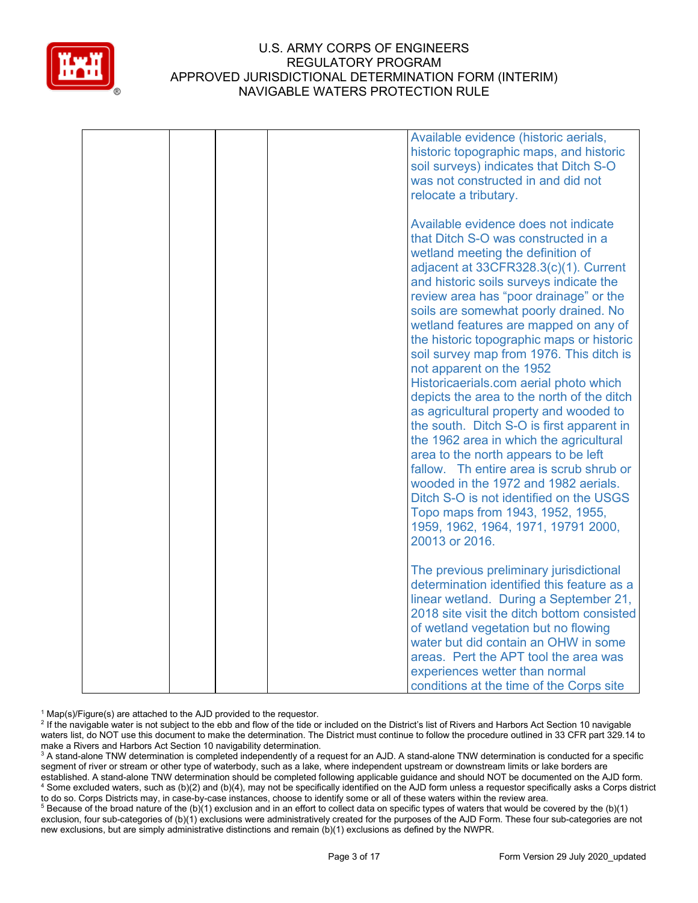# U.S. ARMY CORPS OF ENGINEERS
# REGULATORY PROGRAM
# APPROVED JURISDICTIONAL DETERMINATION FORM (INTERIM)
# NAVIGABLE WATERS PROTECTION RULE

| | | | | |
|---|---|---|---|---|
| | | | | Available evidence (historic aerials, historic topographic maps, and historic soil surveys) indicates that Ditch S-O was not constructed in and did not relocate a tributary.<br><br>Available evidence does not indicate that Ditch S-O was constructed in a wetland meeting the definition of adjacent at 33CFR328.3(c)(1). Current and historic soils surveys indicate the review area has "poor drainage" or the soils are somewhat poorly drained. No wetland features are mapped on any of the historic topographic maps or historic soil survey map from 1976. This ditch is not apparent on the 1952 Historicaerials.com aerial photo which depicts the area to the north of the ditch as agricultural property and wooded to the south. Ditch S-O is first apparent in the 1962 area in which the agricultural area to the north appears to be left fallow. Th entire area is scrub shrub or wooded in the 1972 and 1982 aerials. Ditch S-O is not identified on the USGS Topo maps from 1943, 1952, 1955, 1959, 1962, 1964, 1971, 19791 2000, 20013 or 2016.<br><br>The previous preliminary jurisdictional determination identified this feature as a linear wetland. During a September 21, 2018 site visit the ditch bottom consisted of wetland vegetation but no flowing water but did contain an OHW in some areas. Pert the APT tool the area was experiences wetter than normal conditions at the time of the Corps site |

[1] Map(s)/Figure(s) are attached to the AJD provided to the requestor.
[2] If the navigable water is not subject to the ebb and flow of the tide or included on the District's list of Rivers and Harbors Act Section 10 navigable waters list, do NOT use this document to make the determination. The District must continue to follow the procedure outlined in 33 CFR part 329.14 to make a Rivers and Harbors Act Section 10 navigability determination.
[3] A stand-alone TNW determination is completed independently of a request for an AJD. A stand-alone TNW determination is conducted for a specific segment of river or stream or other type of waterbody, such as a lake, where independent upstream or downstream limits or lake borders are established. A stand-alone TNW determination should be completed following applicable guidance and should NOT be documented on the AJD form.
[4] Some excluded waters, such as (b)(2) and (b)(4), may not be specifically identified on the AJD form unless a requestor specifically asks a Corps district to do so. Corps Districts may, in case-by-case instances, choose to identify some or all of these waters within the review area.
[5] Because of the broad nature of the (b)(1) exclusion and in an effort to collect data on specific types of waters that would be covered by the (b)(1) exclusion, four sub-categories of (b)(1) exclusions were administratively created for the purposes of the AJD Form. These four sub-categories are not new exclusions, but are simply administrative distinctions and remain (b)(1) exclusions as defined by the NWPR.

Form Version 29 July 2020_updated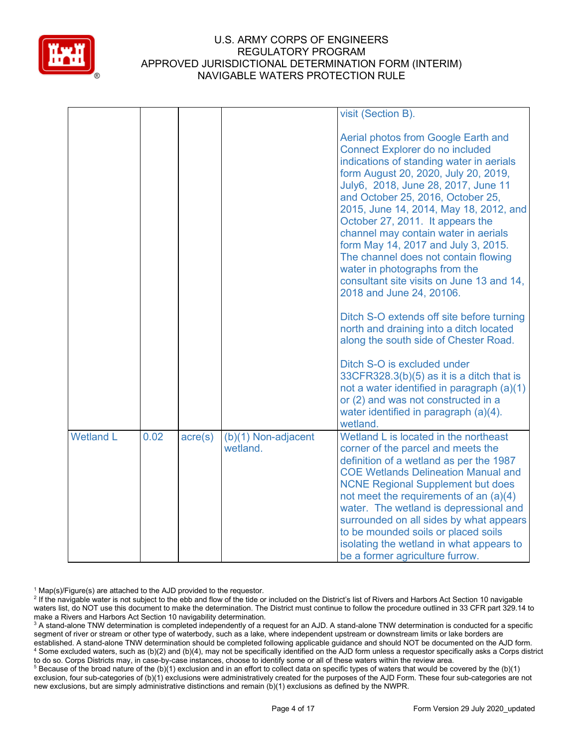| | | | | |
|---|---|---|---|---|
| | | | | visit (Section B).<br><br>Aerial photos from Google Earth and Connect Explorer do no included indications of standing water in aerials form August 20, 2020, July 20, 2019, July6, 2018, June 28, 2017, June 11 and October 25, 2016, October 25, 2015, June 14, 2014, May 18, 2012, and October 27, 2011. It appears the channel may contain water in aerials form May 14, 2017 and July 3, 2015. The channel does not contain flowing water in photographs from the consultant site visits on June 13 and 14, 2018 and June 24, 20106.<br><br>Ditch S-O extends off site before turning north and draining into a ditch located along the south side of Chester Road.<br><br>Ditch S-O is excluded under 33CFR328.3(b)(5) as it is a ditch that is not a water identified in paragraph (a)(1) or (2) and was not constructed in a water identified in paragraph (a)(4). wetland. |
| Wetland L | 0.02 | acre(s) | (b)(1) Non-adjacent wetland. | Wetland L is located in the northeast corner of the parcel and meets the definition of a wetland as per the 1987 COE Wetlands Delineation Manual and NCNE Regional Supplement but does not meet the requirements of an (a)(4) water. The wetland is depressional and surrounded on all sides by what appears to be mounded soils or placed soils isolating the wetland in what appears to be a former agriculture furrow. |

[1] Map(s)/Figure(s) are attached to the AJD provided to the requestor.
[2] If the navigable water is not subject to the ebb and flow of the tide or included on the District's list of Rivers and Harbors Act Section 10 navigable waters list, do NOT use this document to make the determination. The District must continue to follow the procedure outlined in 33 CFR part 329.14 to make a Rivers and Harbors Act Section 10 navigability determination.
[3] A stand-alone TNW determination is completed independently of a request for an AJD. A stand-alone TNW determination is conducted for a specific segment of river or stream or other type of waterbody, such as a lake, where independent upstream or downstream limits or lake borders are established. A stand-alone TNW determination should be completed following applicable guidance and should NOT be documented on the AJD form.
[4] Some excluded waters, such as (b)(2) and (b)(4), may not be specifically identified on the AJD form unless a requestor specifically asks a Corps district to do so. Corps Districts may, in case-by-case instances, choose to identify some or all of these waters within the review area.
[5] Because of the broad nature of the (b)(1) exclusion and in an effort to collect data on specific types of waters that would be covered by the (b)(1) exclusion, four sub-categories of (b)(1) exclusions were administratively created for the purposes of the AJD Form. These four sub-categories are not new exclusions, but are simply administrative distinctions and remain (b)(1) exclusions as defined by the NWPR.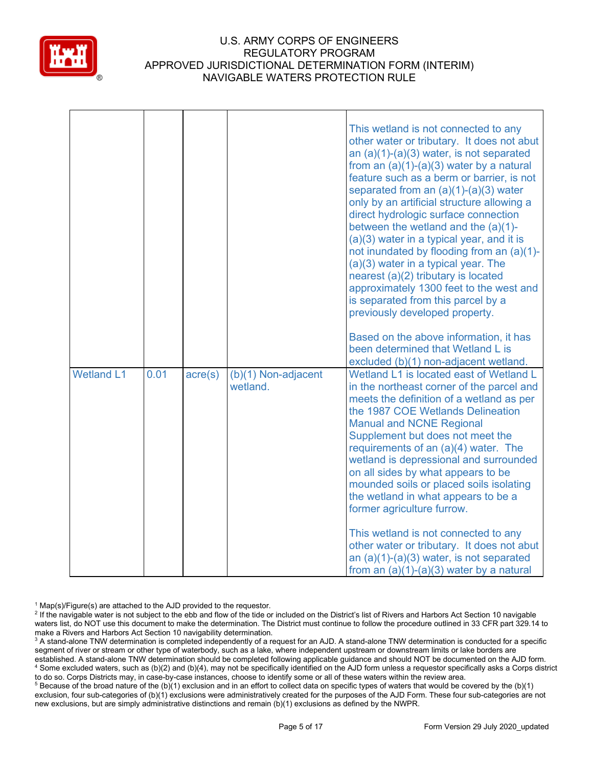| | | | | |
|---|---|---|---|---|
| | | | | This wetland is not connected to any other water or tributary. It does not abut an (a)(1)-(a)(3) water, is not separated from an (a)(1)-(a)(3) water by a natural feature such as a berm or barrier, is not separated from an (a)(1)-(a)(3) water only by an artificial structure allowing a direct hydrologic surface connection between the wetland and the (a)(1)-(a)(3) water in a typical year, and it is not inundated by flooding from an (a)(1)-(a)(3) water in a typical year. The nearest (a)(2) tributary is located approximately 1300 feet to the west and is separated from this parcel by a previously developed property.<br><br>Based on the above information, it has been determined that Wetland L is excluded (b)(1) non-adjacent wetland. |
| Wetland L1 | 0.01 | acre(s) | (b)(1) Non-adjacent wetland. | Wetland L1 is located east of Wetland L in the northeast corner of the parcel and meets the definition of a wetland as per the 1987 COE Wetlands Delineation Manual and NCNE Regional Supplement but does not meet the requirements of an (a)(4) water. The wetland is depressional and surrounded on all sides by what appears to be mounded soils or placed soils isolating the wetland in what appears to be a former agriculture furrow.<br><br>This wetland is not connected to any other water or tributary. It does not abut an (a)(1)-(a)(3) water, is not separated from an (a)(1)-(a)(3) water by a natural |

[1] Map(s)/Figure(s) are attached to the AJD provided to the requestor.
[2] If the navigable water is not subject to the ebb and flow of the tide or included on the District's list of Rivers and Harbors Act Section 10 navigable waters list, do NOT use this document to make the determination. The District must continue to follow the procedure outlined in 33 CFR part 329.14 to make a Rivers and Harbors Act Section 10 navigability determination.
[3] A stand-alone TNW determination is completed independently of a request for an AJD. A stand-alone TNW determination is conducted for a specific segment of river or stream or other type of waterbody, such as a lake, where independent upstream or downstream limits or lake borders are established. A stand-alone TNW determination should be completed following applicable guidance and should NOT be documented on the AJD form.
[4] Some excluded waters, such as (b)(2) and (b)(4), may not be specifically identified on the AJD form unless a requestor specifically asks a Corps district to do so. Corps Districts may, in case-by-case instances, choose to identify some or all of these waters within the review area.
[5] Because of the broad nature of the (b)(1) exclusion and in an effort to collect data on specific types of waters that would be covered by the (b)(1) exclusion, four sub-categories of (b)(1) exclusions were administratively created for the purposes of the AJD Form. These four sub-categories are not new exclusions, but are simply administrative distinctions and remain (b)(1) exclusions as defined by the NWPR.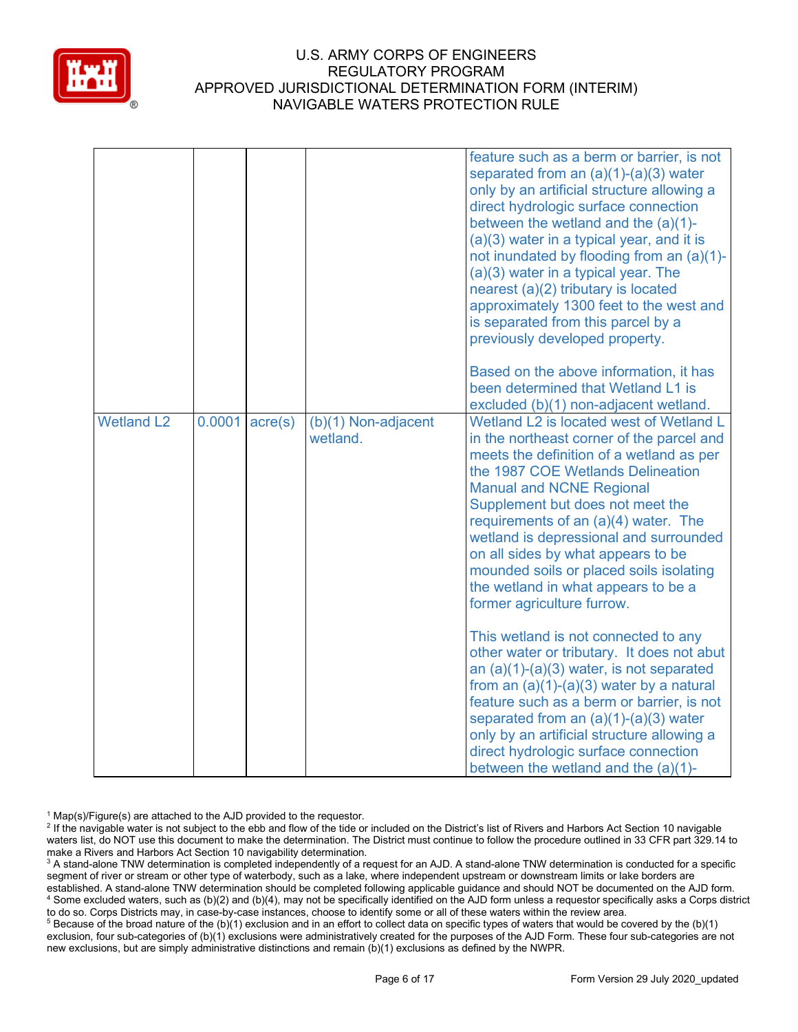| | | | | |
|---|---|---|---|---|
| | | | | feature such as a berm or barrier, is not separated from an (a)(1)-(a)(3) water only by an artificial structure allowing a direct hydrologic surface connection between the wetland and the (a)(1)-(a)(3) water in a typical year, and it is not inundated by flooding from an (a)(1)-(a)(3) water in a typical year. The nearest (a)(2) tributary is located approximately 1300 feet to the west and is separated from this parcel by a previously developed property.<br><br>Based on the above information, it has been determined that Wetland L1 is excluded (b)(1) non-adjacent wetland. |
| Wetland L2 | 0.0001 | acre(s) | (b)(1) Non-adjacent wetland. | Wetland L2 is located west of Wetland L in the northeast corner of the parcel and meets the definition of a wetland as per the 1987 COE Wetlands Delineation Manual and NCNE Regional Supplement but does not meet the requirements of an (a)(4) water. The wetland is depressional and surrounded on all sides by what appears to be mounded soils or placed soils isolating the wetland in what appears to be a former agriculture furrow.<br><br>This wetland is not connected to any other water or tributary. It does not abut an (a)(1)-(a)(3) water, is not separated from an (a)(1)-(a)(3) water by a natural feature such as a berm or barrier, is not separated from an (a)(1)-(a)(3) water only by an artificial structure allowing a direct hydrologic surface connection between the wetland and the (a)(1)- |

[1] Map(s)/Figure(s) are attached to the AJD provided to the requestor.
[2] If the navigable water is not subject to the ebb and flow of the tide or included on the District's list of Rivers and Harbors Act Section 10 navigable waters list, do NOT use this document to make the determination. The District must continue to follow the procedure outlined in 33 CFR part 329.14 to make a Rivers and Harbors Act Section 10 navigability determination.
[3] A stand-alone TNW determination is completed independently of a request for an AJD. A stand-alone TNW determination is conducted for a specific segment of river or stream or other type of waterbody, such as a lake, where independent upstream or downstream limits or lake borders are established. A stand-alone TNW determination should be completed following applicable guidance and should NOT be documented on the AJD form.
[4] Some excluded waters, such as (b)(2) and (b)(4), may not be specifically identified on the AJD form unless a requestor specifically asks a Corps district to do so. Corps Districts may, in case-by-case instances, choose to identify some or all of these waters within the review area.
[5] Because of the broad nature of the (b)(1) exclusion and in an effort to collect data on specific types of waters that would be covered by the (b)(1) exclusion, four sub-categories of (b)(1) exclusions were administratively created for the purposes of the AJD Form. These four sub-categories are not new exclusions, but are simply administrative distinctions and remain (b)(1) exclusions as defined by the NWPR.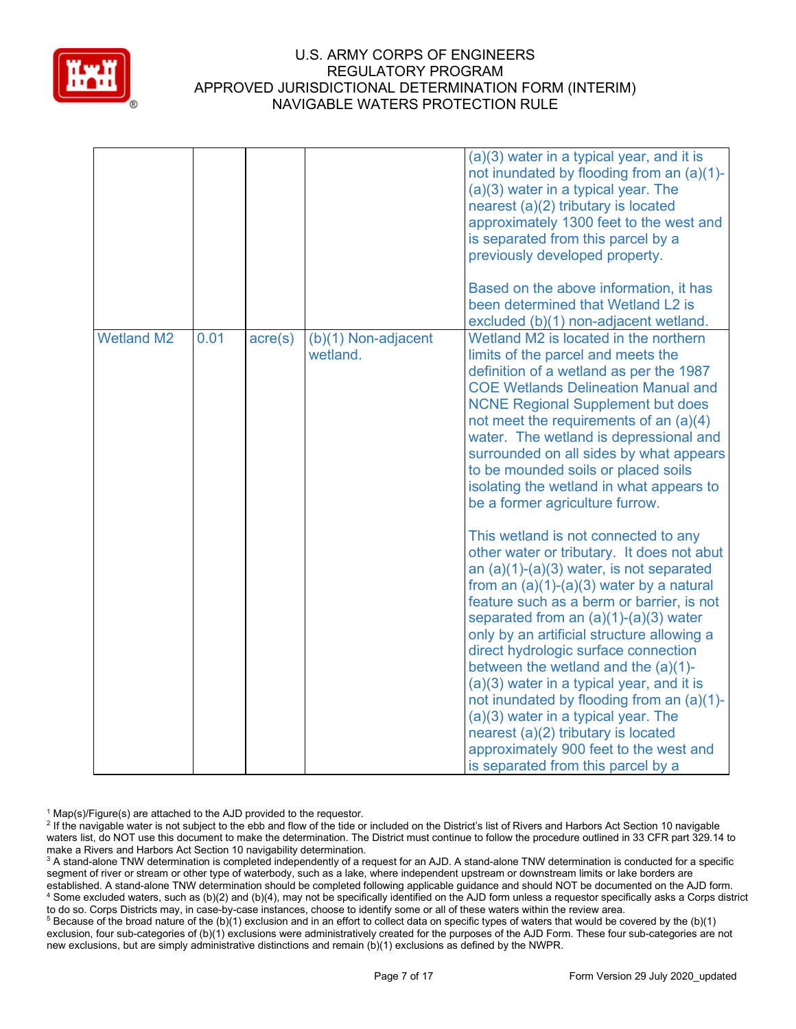| | | | | |
|---|---|---|---|---|
| | | | | (a)(3) water in a typical year, and it is not inundated by flooding from an (a)(1)-(a)(3) water in a typical year. The nearest (a)(2) tributary is located approximately 1300 feet to the west and is separated from this parcel by a previously developed property.<br><br>Based on the above information, it has been determined that Wetland L2 is excluded (b)(1) non-adjacent wetland. |
| Wetland M2 | 0.01 | acre(s) | (b)(1) Non-adjacent wetland. | Wetland M2 is located in the northern limits of the parcel and meets the definition of a wetland as per the 1987 COE Wetlands Delineation Manual and NCNE Regional Supplement but does not meet the requirements of an (a)(4) water. The wetland is depressional and surrounded on all sides by what appears to be mounded soils or placed soils isolating the wetland in what appears to be a former agriculture furrow.<br><br>This wetland is not connected to any other water or tributary. It does not abut an (a)(1)-(a)(3) water, is not separated from an (a)(1)-(a)(3) water by a natural feature such as a berm or barrier, is not separated from an (a)(1)-(a)(3) water only by an artificial structure allowing a direct hydrologic surface connection between the wetland and the (a)(1)-(a)(3) water in a typical year, and it is not inundated by flooding from an (a)(1)-(a)(3) water in a typical year. The nearest (a)(2) tributary is located approximately 900 feet to the west and is separated from this parcel by a |

[1] Map(s)/Figure(s) are attached to the AJD provided to the requestor.
[2] If the navigable water is not subject to the ebb and flow of the tide or included on the District's list of Rivers and Harbors Act Section 10 navigable waters list, do NOT use this document to make the determination. The District must continue to follow the procedure outlined in 33 CFR part 329.14 to make a Rivers and Harbors Act Section 10 navigability determination.
[3] A stand-alone TNW determination is completed independently of a request for an AJD. A stand-alone TNW determination is conducted for a specific segment of river or stream or other type of waterbody, such as a lake, where independent upstream or downstream limits or lake borders are established. A stand-alone TNW determination should be completed following applicable guidance and should NOT be documented on the AJD form.
[4] Some excluded waters, such as (b)(2) and (b)(4), may not be specifically identified on the AJD form unless a requestor specifically asks a Corps district to do so. Corps Districts may, in case-by-case instances, choose to identify some or all of these waters within the review area.
[5] Because of the broad nature of the (b)(1) exclusion and in an effort to collect data on specific types of waters that would be covered by the (b)(1) exclusion, four sub-categories of (b)(1) exclusions were administratively created for the purposes of the AJD Form. These four sub-categories are not new exclusions, but are simply administrative distinctions and remain (b)(1) exclusions as defined by the NWPR.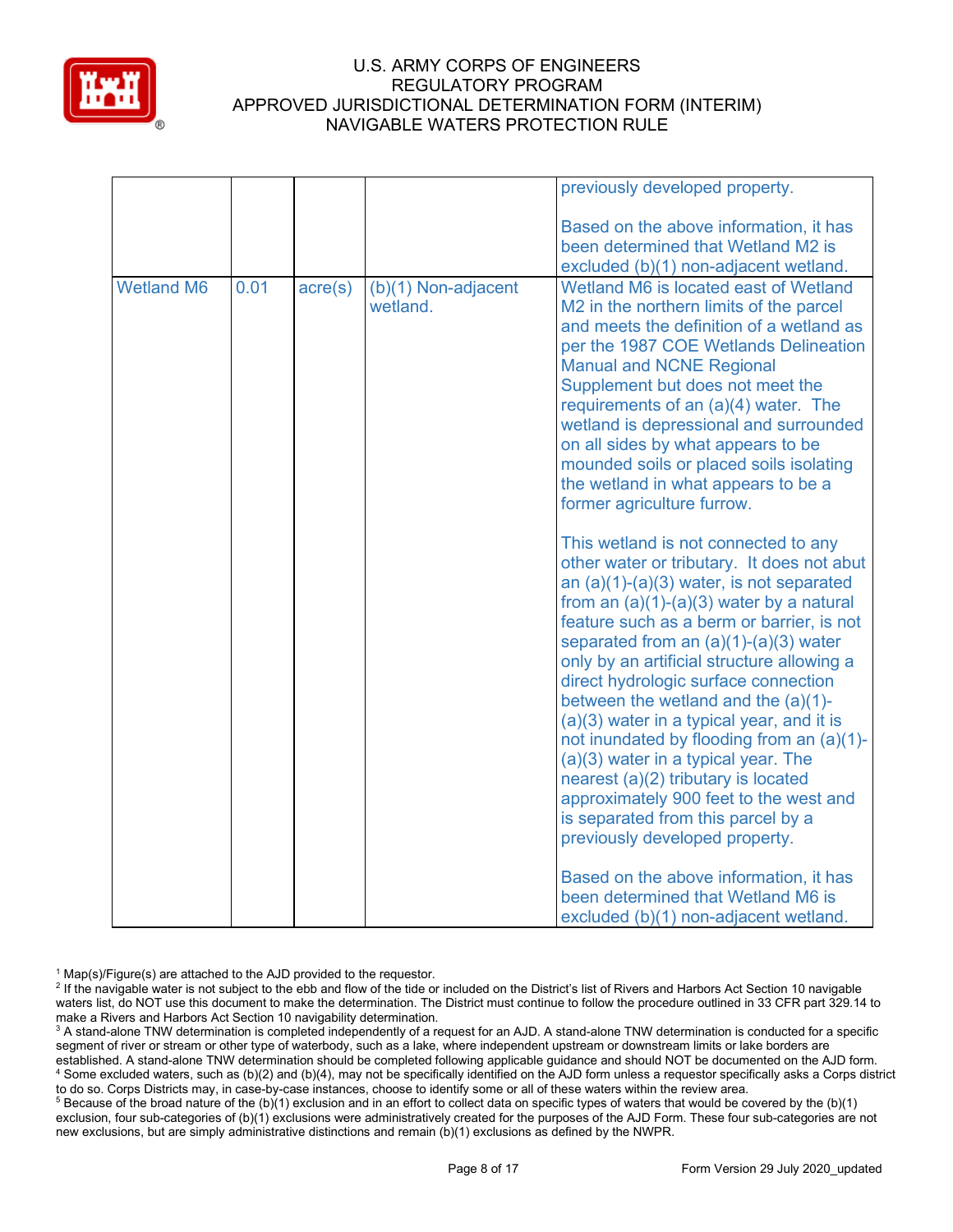| | | | | |
|---|---|---|---|---|
| | | | | previously developed property.<br><br>Based on the above information, it has been determined that Wetland M2 is excluded (b)(1) non-adjacent wetland. |
| Wetland M6 | 0.01 | acre(s) | (b)(1) Non-adjacent wetland. | Wetland M6 is located east of Wetland M2 in the northern limits of the parcel and meets the definition of a wetland as per the 1987 COE Wetlands Delineation Manual and NCNE Regional Supplement but does not meet the requirements of an (a)(4) water. The wetland is depressional and surrounded on all sides by what appears to be mounded soils or placed soils isolating the wetland in what appears to be a former agriculture furrow.<br><br>This wetland is not connected to any other water or tributary. It does not abut an (a)(1)-(a)(3) water, is not separated from an (a)(1)-(a)(3) water by a natural feature such as a berm or barrier, is not separated from an (a)(1)-(a)(3) water only by an artificial structure allowing a direct hydrologic surface connection between the wetland and the (a)(1)-(a)(3) water in a typical year, and it is not inundated by flooding from an (a)(1)-(a)(3) water in a typical year. The nearest (a)(2) tributary is located approximately 900 feet to the west and is separated from this parcel by a previously developed property.<br><br>Based on the above information, it has been determined that Wetland M6 is excluded (b)(1) non-adjacent wetland. |

[1] Map(s)/Figure(s) are attached to the AJD provided to the requestor.
[2] If the navigable water is not subject to the ebb and flow of the tide or included on the District's list of Rivers and Harbors Act Section 10 navigable waters list, do NOT use this document to make the determination. The District must continue to follow the procedure outlined in 33 CFR part 329.14 to make a Rivers and Harbors Act Section 10 navigability determination.
[3] A stand-alone TNW determination is completed independently of a request for an AJD. A stand-alone TNW determination is conducted for a specific segment of river or stream or other type of waterbody, such as a lake, where independent upstream or downstream limits or lake borders are established. A stand-alone TNW determination should be completed following applicable guidance and should NOT be documented on the AJD form.
[4] Some excluded waters, such as (b)(2) and (b)(4), may not be specifically identified on the AJD form unless a requestor specifically asks a Corps district to do so. Corps Districts may, in case-by-case instances, choose to identify some or all of these waters within the review area.
[5] Because of the broad nature of the (b)(1) exclusion and in an effort to collect data on specific types of waters that would be covered by the (b)(1) exclusion, four sub-categories of (b)(1) exclusions were administratively created for the purposes of the AJD Form. These four sub-categories are not new exclusions, but are simply administrative distinctions and remain (b)(1) exclusions as defined by the NWPR.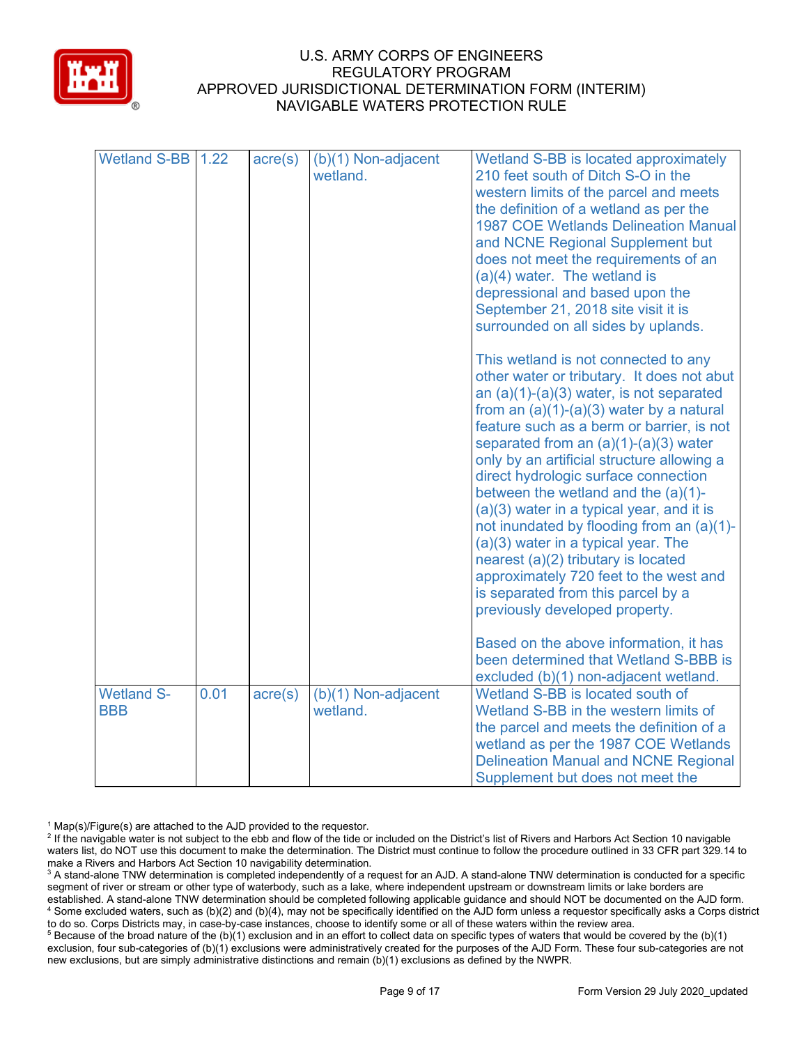| Wetland S-BB | 1.22 | acre(s) | (b)(1) Non-adjacent wetland. | Wetland S-BB is located approximately 210 feet south of Ditch S-O in the western limits of the parcel and meets the definition of a wetland as per the 1987 COE Wetlands Delineation Manual and NCNE Regional Supplement but does not meet the requirements of an (a)(4) water. The wetland is depressional and based upon the September 21, 2018 site visit it is surrounded on all sides by uplands.<br><br>This wetland is not connected to any other water or tributary. It does not abut an (a)(1)-(a)(3) water, is not separated from an (a)(1)-(a)(3) water by a natural feature such as a berm or barrier, is not separated from an (a)(1)-(a)(3) water only by an artificial structure allowing a direct hydrologic surface connection between the wetland and the (a)(1)-(a)(3) water in a typical year, and it is not inundated by flooding from an (a)(1)-(a)(3) water in a typical year. The nearest (a)(2) tributary is located approximately 720 feet to the west and is separated from this parcel by a previously developed property.<br><br>Based on the above information, it has been determined that Wetland S-BBB is excluded (b)(1) non-adjacent wetland. |
|---|---|---|---|---|
| Wetland S-BBB | 0.01 | acre(s) | (b)(1) Non-adjacent wetland. | Wetland S-BB is located south of Wetland S-BB in the western limits of the parcel and meets the definition of a wetland as per the 1987 COE Wetlands Delineation Manual and NCNE Regional Supplement but does not meet the |

[1] Map(s)/Figure(s) are attached to the AJD provided to the requestor.
[2] If the navigable water is not subject to the ebb and flow of the tide or included on the District's list of Rivers and Harbors Act Section 10 navigable waters list, do NOT use this document to make the determination. The District must continue to follow the procedure outlined in 33 CFR part 329.14 to make a Rivers and Harbors Act Section 10 navigability determination.
[3] A stand-alone TNW determination is completed independently of a request for an AJD. A stand-alone TNW determination is conducted for a specific segment of river or stream or other type of waterbody, such as a lake, where independent upstream or downstream limits or lake borders are established. A stand-alone TNW determination should be completed following applicable guidance and should NOT be documented on the AJD form.
[4] Some excluded waters, such as (b)(2) and (b)(4), may not be specifically identified on the AJD form unless a requestor specifically asks a Corps district to do so. Corps Districts may, in case-by-case instances, choose to identify some or all of these waters within the review area.
[5] Because of the broad nature of the (b)(1) exclusion and in an effort to collect data on specific types of waters that would be covered by the (b)(1) exclusion, four sub-categories of (b)(1) exclusions were administratively created for the purposes of the AJD Form. These four sub-categories are not new exclusions, but are simply administrative distinctions and remain (b)(1) exclusions as defined by the NWPR.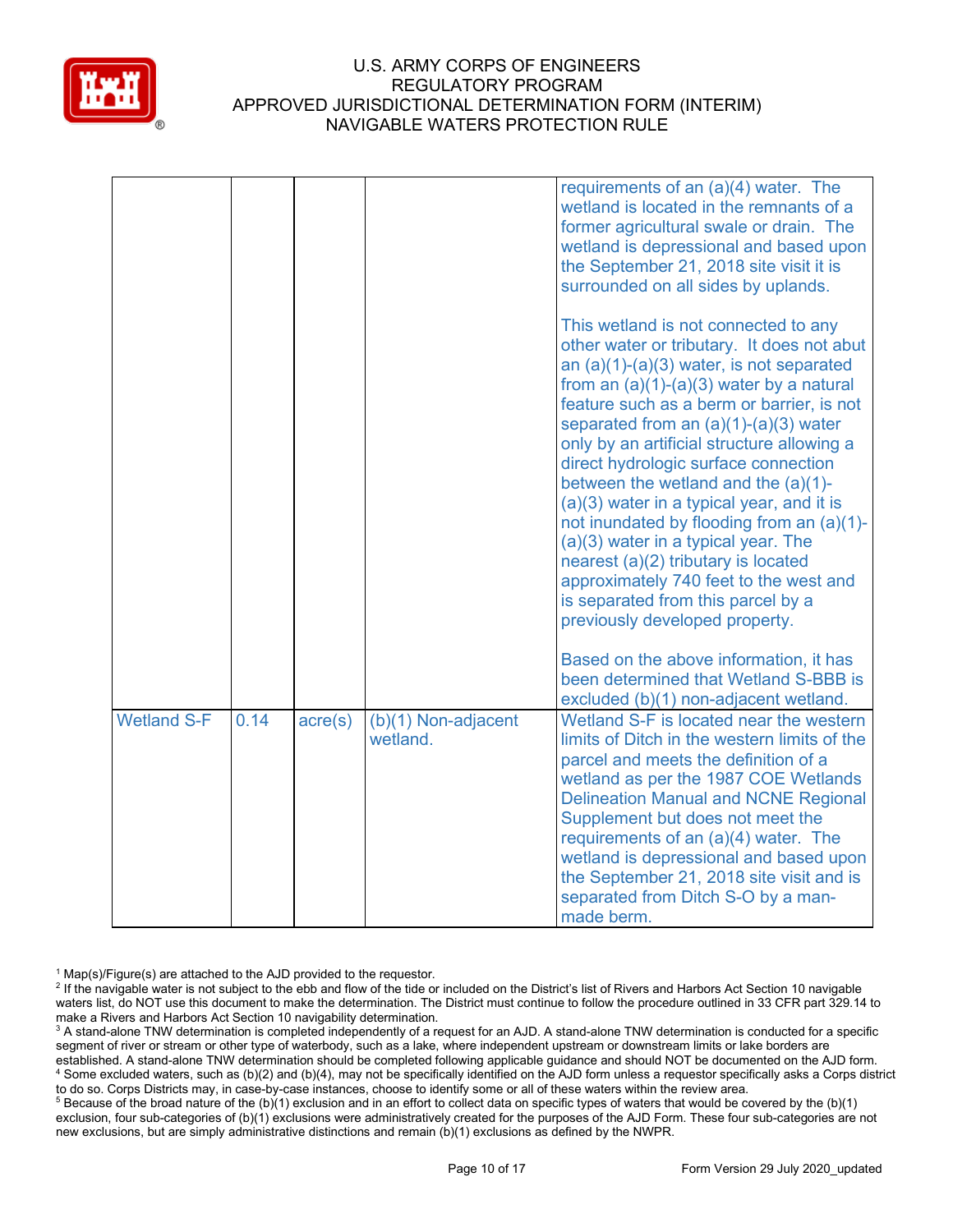| | | | | |
|---|---|---|---|---|
| | | | | requirements of an (a)(4) water. The wetland is located in the remnants of a former agricultural swale or drain. The wetland is depressional and based upon the September 21, 2018 site visit it is surrounded on all sides by uplands.<br><br>This wetland is not connected to any other water or tributary. It does not abut an (a)(1)-(a)(3) water, is not separated from an (a)(1)-(a)(3) water by a natural feature such as a berm or barrier, is not separated from an (a)(1)-(a)(3) water only by an artificial structure allowing a direct hydrologic surface connection between the wetland and the (a)(1)-(a)(3) water in a typical year, and it is not inundated by flooding from an (a)(1)-(a)(3) water in a typical year. The nearest (a)(2) tributary is located approximately 740 feet to the west and is separated from this parcel by a previously developed property.<br><br>Based on the above information, it has been determined that Wetland S-BBB is excluded (b)(1) non-adjacent wetland. |
| Wetland S-F | 0.14 | acre(s) | (b)(1) Non-adjacent wetland. | Wetland S-F is located near the western limits of Ditch in the western limits of the parcel and meets the definition of a wetland as per the 1987 COE Wetlands Delineation Manual and NCNE Regional Supplement but does not meet the requirements of an (a)(4) water. The wetland is depressional and based upon the September 21, 2018 site visit and is separated from Ditch S-O by a man-made berm. |

[1] Map(s)/Figure(s) are attached to the AJD provided to the requestor.
[2] If the navigable water is not subject to the ebb and flow of the tide or included on the District's list of Rivers and Harbors Act Section 10 navigable waters list, do NOT use this document to make the determination. The District must continue to follow the procedure outlined in 33 CFR part 329.14 to make a Rivers and Harbors Act Section 10 navigability determination.
[3] A stand-alone TNW determination is completed independently of a request for an AJD. A stand-alone TNW determination is conducted for a specific segment of river or stream or other type of waterbody, such as a lake, where independent upstream or downstream limits or lake borders are established. A stand-alone TNW determination should be completed following applicable guidance and should NOT be documented on the AJD form.
[4] Some excluded waters, such as (b)(2) and (b)(4), may not be specifically identified on the AJD form unless a requestor specifically asks a Corps district to do so. Corps Districts may, in case-by-case instances, choose to identify some or all of these waters within the review area.
[5] Because of the broad nature of the (b)(1) exclusion and in an effort to collect data on specific types of waters that would be covered by the (b)(1) exclusion, four sub-categories of (b)(1) exclusions were administratively created for the purposes of the AJD Form. These four sub-categories are not new exclusions, but are simply administrative distinctions and remain (b)(1) exclusions as defined by the NWPR.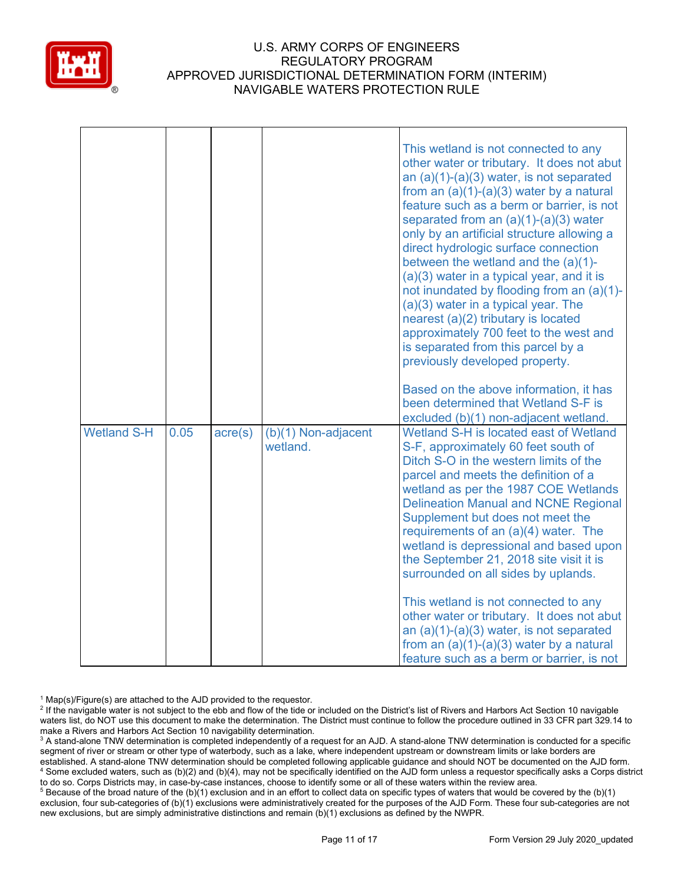| | | | | |
|---|---|---|---|---|
| | | | | This wetland is not connected to any other water or tributary. It does not abut an (a)(1)-(a)(3) water, is not separated from an (a)(1)-(a)(3) water by a natural feature such as a berm or barrier, is not separated from an (a)(1)-(a)(3) water only by an artificial structure allowing a direct hydrologic surface connection between the wetland and the (a)(1)-(a)(3) water in a typical year, and it is not inundated by flooding from an (a)(1)-(a)(3) water in a typical year. The nearest (a)(2) tributary is located approximately 700 feet to the west and is separated from this parcel by a previously developed property.<br><br>Based on the above information, it has been determined that Wetland S-F is excluded (b)(1) non-adjacent wetland. |
| Wetland S-H | 0.05 | acre(s) | (b)(1) Non-adjacent wetland. | Wetland S-H is located east of Wetland S-F, approximately 60 feet south of Ditch S-O in the western limits of the parcel and meets the definition of a wetland as per the 1987 COE Wetlands Delineation Manual and NCNE Regional Supplement but does not meet the requirements of an (a)(4) water. The wetland is depressional and based upon the September 21, 2018 site visit it is surrounded on all sides by uplands.<br><br>This wetland is not connected to any other water or tributary. It does not abut an (a)(1)-(a)(3) water, is not separated from an (a)(1)-(a)(3) water by a natural feature such as a berm or barrier, is not |

[1] Map(s)/Figure(s) are attached to the AJD provided to the requestor.
[2] If the navigable water is not subject to the ebb and flow of the tide or included on the District's list of Rivers and Harbors Act Section 10 navigable waters list, do NOT use this document to make the determination. The District must continue to follow the procedure outlined in 33 CFR part 329.14 to make a Rivers and Harbors Act Section 10 navigability determination.
[3] A stand-alone TNW determination is completed independently of a request for an AJD. A stand-alone TNW determination is conducted for a specific segment of river or stream or other type of waterbody, such as a lake, where independent upstream or downstream limits or lake borders are established. A stand-alone TNW determination should be completed following applicable guidance and should NOT be documented on the AJD form.
[4] Some excluded waters, such as (b)(2) and (b)(4), may not be specifically identified on the AJD form unless a requestor specifically asks a Corps district to do so. Corps Districts may, in case-by-case instances, choose to identify some or all of these waters within the review area.
[5] Because of the broad nature of the (b)(1) exclusion and in an effort to collect data on specific types of waters that would be covered by the (b)(1) exclusion, four sub-categories of (b)(1) exclusions were administratively created for the purposes of the AJD Form. These four sub-categories are not new exclusions, but are simply administrative distinctions and remain (b)(1) exclusions as defined by the NWPR.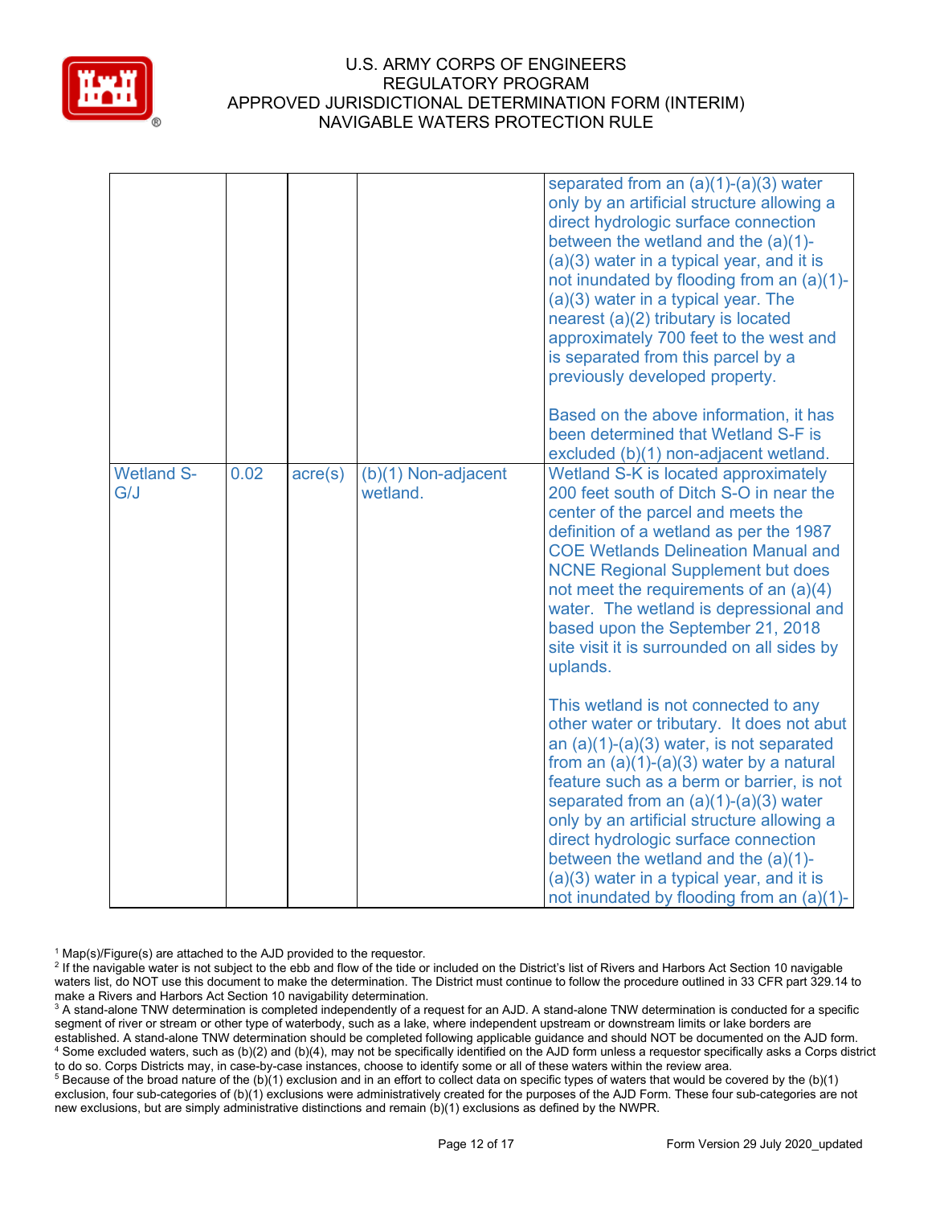| | | | | |
|---|---|---|---|---|
| | | | | separated from an (a)(1)-(a)(3) water only by an artificial structure allowing a direct hydrologic surface connection between the wetland and the (a)(1)-(a)(3) water in a typical year, and it is not inundated by flooding from an (a)(1)-(a)(3) water in a typical year. The nearest (a)(2) tributary is located approximately 700 feet to the west and is separated from this parcel by a previously developed property.<br><br>Based on the above information, it has been determined that Wetland S-F is excluded (b)(1) non-adjacent wetland. |
| Wetland S-G/J | 0.02 | acre(s) | (b)(1) Non-adjacent wetland. | Wetland S-K is located approximately 200 feet south of Ditch S-O in near the center of the parcel and meets the definition of a wetland as per the 1987 COE Wetlands Delineation Manual and NCNE Regional Supplement but does not meet the requirements of an (a)(4) water. The wetland is depressional and based upon the September 21, 2018 site visit it is surrounded on all sides by uplands.<br><br>This wetland is not connected to any other water or tributary. It does not abut an (a)(1)-(a)(3) water, is not separated from an (a)(1)-(a)(3) water by a natural feature such as a berm or barrier, is not separated from an (a)(1)-(a)(3) water only by an artificial structure allowing a direct hydrologic surface connection between the wetland and the (a)(1)-(a)(3) water in a typical year, and it is not inundated by flooding from an (a)(1)- |

[1] Map(s)/Figure(s) are attached to the AJD provided to the requestor.

[2] If the navigable water is not subject to the ebb and flow of the tide or included on the District's list of Rivers and Harbors Act Section 10 navigable waters list, do NOT use this document to make the determination. The District must continue to follow the procedure outlined in 33 CFR part 329.14 to make a Rivers and Harbors Act Section 10 navigability determination.

[3] A stand-alone TNW determination is completed independently of a request for an AJD. A stand-alone TNW determination is conducted for a specific segment of river or stream or other type of waterbody, such as a lake, where independent upstream or downstream limits or lake borders are established. A stand-alone TNW determination should be completed following applicable guidance and should NOT be documented on the AJD form.

[4] Some excluded waters, such as (b)(2) and (b)(4), may not be specifically identified on the AJD form unless a requestor specifically asks a Corps district to do so. Corps Districts may, in case-by-case instances, choose to identify some or all of these waters within the review area.

[5] Because of the broad nature of the (b)(1) exclusion and in an effort to collect data on specific types of waters that would be covered by the (b)(1) exclusion, four sub-categories of (b)(1) exclusions were administratively created for the purposes of the AJD Form. These four sub-categories are not new exclusions, but are simply administrative distinctions and remain (b)(1) exclusions as defined by the NWPR.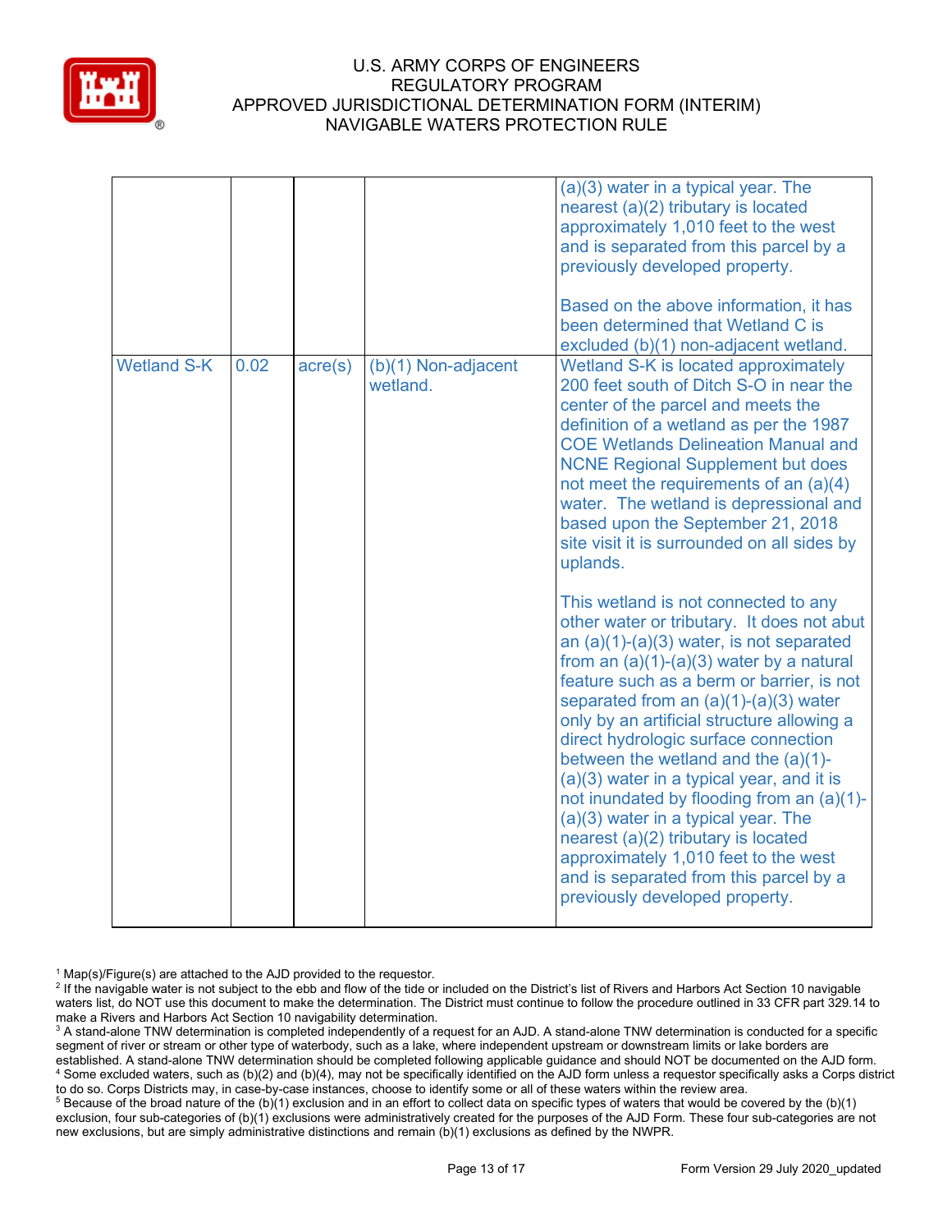| | | | | |
|---|---|---|---|---|
| | | | | (a)(3) water in a typical year. The nearest (a)(2) tributary is located approximately 1,010 feet to the west and is separated from this parcel by a previously developed property.<br><br>Based on the above information, it has been determined that Wetland C is excluded (b)(1) non-adjacent wetland. |
| Wetland S-K | 0.02 | acre(s) | (b)(1) Non-adjacent wetland. | Wetland S-K is located approximately 200 feet south of Ditch S-O in near the center of the parcel and meets the definition of a wetland as per the 1987 COE Wetlands Delineation Manual and NCNE Regional Supplement but does not meet the requirements of an (a)(4) water. The wetland is depressional and based upon the September 21, 2018 site visit it is surrounded on all sides by uplands.<br><br>This wetland is not connected to any other water or tributary. It does not abut an (a)(1)-(a)(3) water, is not separated from an (a)(1)-(a)(3) water by a natural feature such as a berm or barrier, is not separated from an (a)(1)-(a)(3) water only by an artificial structure allowing a direct hydrologic surface connection between the wetland and the (a)(1)-(a)(3) water in a typical year, and it is not inundated by flooding from an (a)(1)-(a)(3) water in a typical year. The nearest (a)(2) tributary is located approximately 1,010 feet to the west and is separated from this parcel by a previously developed property. |

[1] Map(s)/Figure(s) are attached to the AJD provided to the requestor.
[2] If the navigable water is not subject to the ebb and flow of the tide or included on the District's list of Rivers and Harbors Act Section 10 navigable waters list, do NOT use this document to make the determination. The District must continue to follow the procedure outlined in 33 CFR part 329.14 to make a Rivers and Harbors Act Section 10 navigability determination.
[3] A stand-alone TNW determination is completed independently of a request for an AJD. A stand-alone TNW determination is conducted for a specific segment of river or stream or other type of waterbody, such as a lake, where independent upstream or downstream limits or lake borders are established. A stand-alone TNW determination should be completed following applicable guidance and should NOT be documented on the AJD form.
[4] Some excluded waters, such as (b)(2) and (b)(4), may not be specifically identified on the AJD form unless a requestor specifically asks a Corps district to do so. Corps Districts may, in case-by-case instances, choose to identify some or all of these waters within the review area.
[5] Because of the broad nature of the (b)(1) exclusion and in an effort to collect data on specific types of waters that would be covered by the (b)(1) exclusion, four sub-categories of (b)(1) exclusions were administratively created for the purposes of the AJD Form. These four sub-categories are not new exclusions, but are simply administrative distinctions and remain (b)(1) exclusions as defined by the NWPR.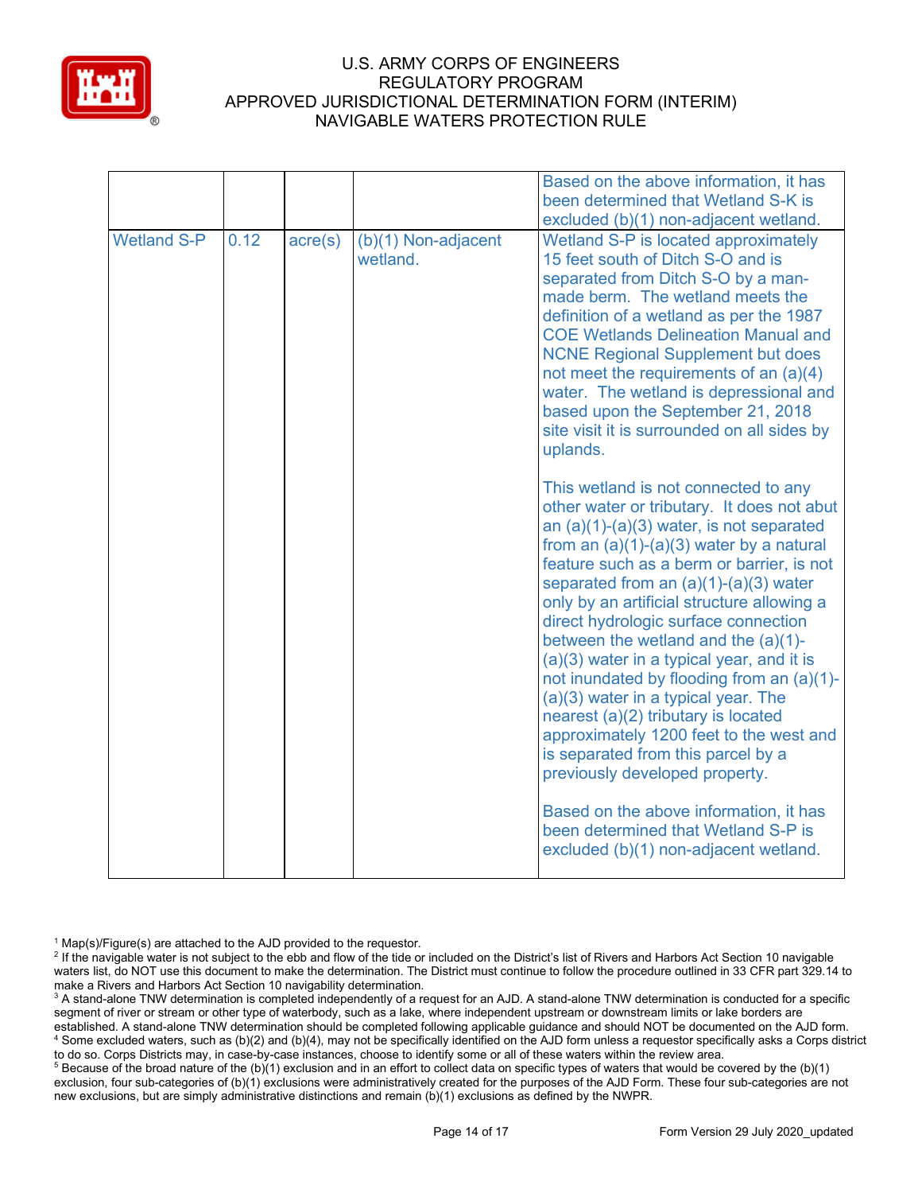| | | | | |
|---|---|---|---|---|
| | | | | Based on the above information, it has been determined that Wetland S-K is excluded (b)(1) non-adjacent wetland. |
| Wetland S-P | 0.12 | acre(s) | (b)(1) Non-adjacent wetland. | Wetland S-P is located approximately 15 feet south of Ditch S-O and is separated from Ditch S-O by a man-made berm. The wetland meets the definition of a wetland as per the 1987 COE Wetlands Delineation Manual and NCNE Regional Supplement but does not meet the requirements of an (a)(4) water. The wetland is depressional and based upon the September 21, 2018 site visit it is surrounded on all sides by uplands.<br><br>This wetland is not connected to any other water or tributary. It does not abut an (a)(1)-(a)(3) water, is not separated from an (a)(1)-(a)(3) water by a natural feature such as a berm or barrier, is not separated from an (a)(1)-(a)(3) water only by an artificial structure allowing a direct hydrologic surface connection between the wetland and the (a)(1)-(a)(3) water in a typical year, and it is not inundated by flooding from an (a)(1)-(a)(3) water in a typical year. The nearest (a)(2) tributary is located approximately 1200 feet to the west and is separated from this parcel by a previously developed property.<br><br>Based on the above information, it has been determined that Wetland S-P is excluded (b)(1) non-adjacent wetland. |

[1] Map(s)/Figure(s) are attached to the AJD provided to the requestor.

[2] If the navigable water is not subject to the ebb and flow of the tide or included on the District's list of Rivers and Harbors Act Section 10 navigable waters list, do NOT use this document to make the determination. The District must continue to follow the procedure outlined in 33 CFR part 329.14 to make a Rivers and Harbors Act Section 10 navigability determination.

[3] A stand-alone TNW determination is completed independently of a request for an AJD. A stand-alone TNW determination is conducted for a specific segment of river or stream or other type of waterbody, such as a lake, where independent upstream or downstream limits or lake borders are established. A stand-alone TNW determination should be completed following applicable guidance and should NOT be documented on the AJD form.

[4] Some excluded waters, such as (b)(2) and (b)(4), may not be specifically identified on the AJD form unless a requestor specifically asks a Corps district to do so. Corps Districts may, in case-by-case instances, choose to identify some or all of these waters within the review area.

[5] Because of the broad nature of the (b)(1) exclusion and in an effort to collect data on specific types of waters that would be covered by the (b)(1) exclusion, four sub-categories of (b)(1) exclusions were administratively created for the purposes of the AJD Form. These four sub-categories are not new exclusions, but are simply administrative distinctions and remain (b)(1) exclusions as defined by the NWPR.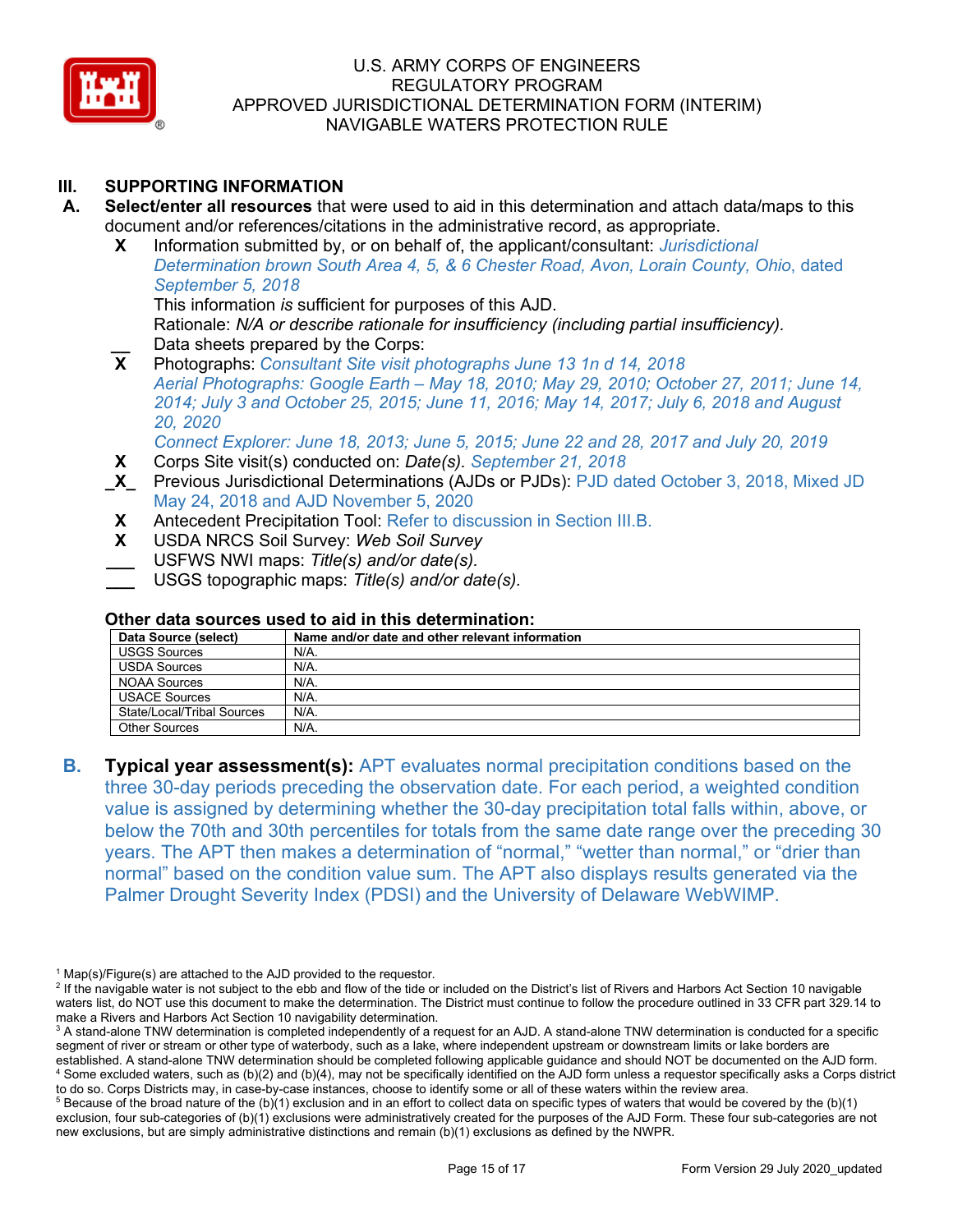## III. SUPPORTING INFORMATION

**A. Select/enter all resources** that were used to aid in this determination and attach data/maps to this document and/or references/citations in the administrative record, as appropriate.

**X** Information submitted by, or on behalf of, the applicant/consultant: *Jurisdictional Determination brown South Area 4, 5, & 6 Chester Road, Avon, Lorain County, Ohio*, dated *September 5, 2018*

This information *is* sufficient for purposes of this AJD.

Rationale: *N/A or describe rationale for insufficiency (including partial insufficiency).*

__ Data sheets prepared by the Corps:

**X** Photographs: *Consultant Site visit photographs June 13 1n d 14, 2018*
*Aerial Photographs: Google Earth – May 18, 2010; May 29, 2010; October 27, 2011; June 14, 2014; July 3 and October 25, 2015; June 11, 2016; May 14, 2017; July 6, 2018 and August 20, 2020*
*Connect Explorer: June 18, 2013; June 5, 2015; June 22 and 28, 2017 and July 20, 2019*

**X** Corps Site visit(s) conducted on: *Date(s). September 21, 2018*

_X_ Previous Jurisdictional Determinations (AJDs or PJDs): PJD dated October 3, 2018, Mixed JD May 24, 2018 and AJD November 5, 2020

**X** Antecedent Precipitation Tool: Refer to discussion in Section III.B.

**X** USDA NRCS Soil Survey: *Web Soil Survey*

___ USFWS NWI maps: *Title(s) and/or date(s).*

___ USGS topographic maps: *Title(s) and/or date(s).*

**Other data sources used to aid in this determination:**

| Data Source (select) | Name and/or date and other relevant information |
|---|---|
| USGS Sources | N/A. |
| USDA Sources | N/A. |
| NOAA Sources | N/A. |
| USACE Sources | N/A. |
| State/Local/Tribal Sources | N/A. |
| Other Sources | N/A. |

**B. Typical year assessment(s):** APT evaluates normal precipitation conditions based on the three 30-day periods preceding the observation date. For each period, a weighted condition value is assigned by determining whether the 30-day precipitation total falls within, above, or below the 70th and 30th percentiles for totals from the same date range over the preceding 30 years. The APT then makes a determination of "normal," "wetter than normal," or "drier than normal" based on the condition value sum. The APT also displays results generated via the Palmer Drought Severity Index (PDSI) and the University of Delaware WebWIMP.

[1] Map(s)/Figure(s) are attached to the AJD provided to the requestor.
[2] If the navigable water is not subject to the ebb and flow of the tide or included on the District's list of Rivers and Harbors Act Section 10 navigable waters list, do NOT use this document to make the determination. The District must continue to follow the procedure outlined in 33 CFR part 329.14 to make a Rivers and Harbors Act Section 10 navigability determination.
[3] A stand-alone TNW determination is completed independently of a request for an AJD. A stand-alone TNW determination is conducted for a specific segment of river or stream or other type of waterbody, such as a lake, where independent upstream or downstream limits or lake borders are established. A stand-alone TNW determination should be completed following applicable guidance and should NOT be documented on the AJD form.
[4] Some excluded waters, such as (b)(2) and (b)(4), may not be specifically identified on the AJD form unless a requestor specifically asks a Corps district to do so. Corps Districts may, in case-by-case instances, choose to identify some or all of these waters within the review area.
[5] Because of the broad nature of the (b)(1) exclusion and in an effort to collect data on specific types of waters that would be covered by the (b)(1) exclusion, four sub-categories of (b)(1) exclusions were administratively created for the purposes of the AJD Form. These four sub-categories are not new exclusions, but are simply administrative distinctions and remain (b)(1) exclusions as defined by the NWPR.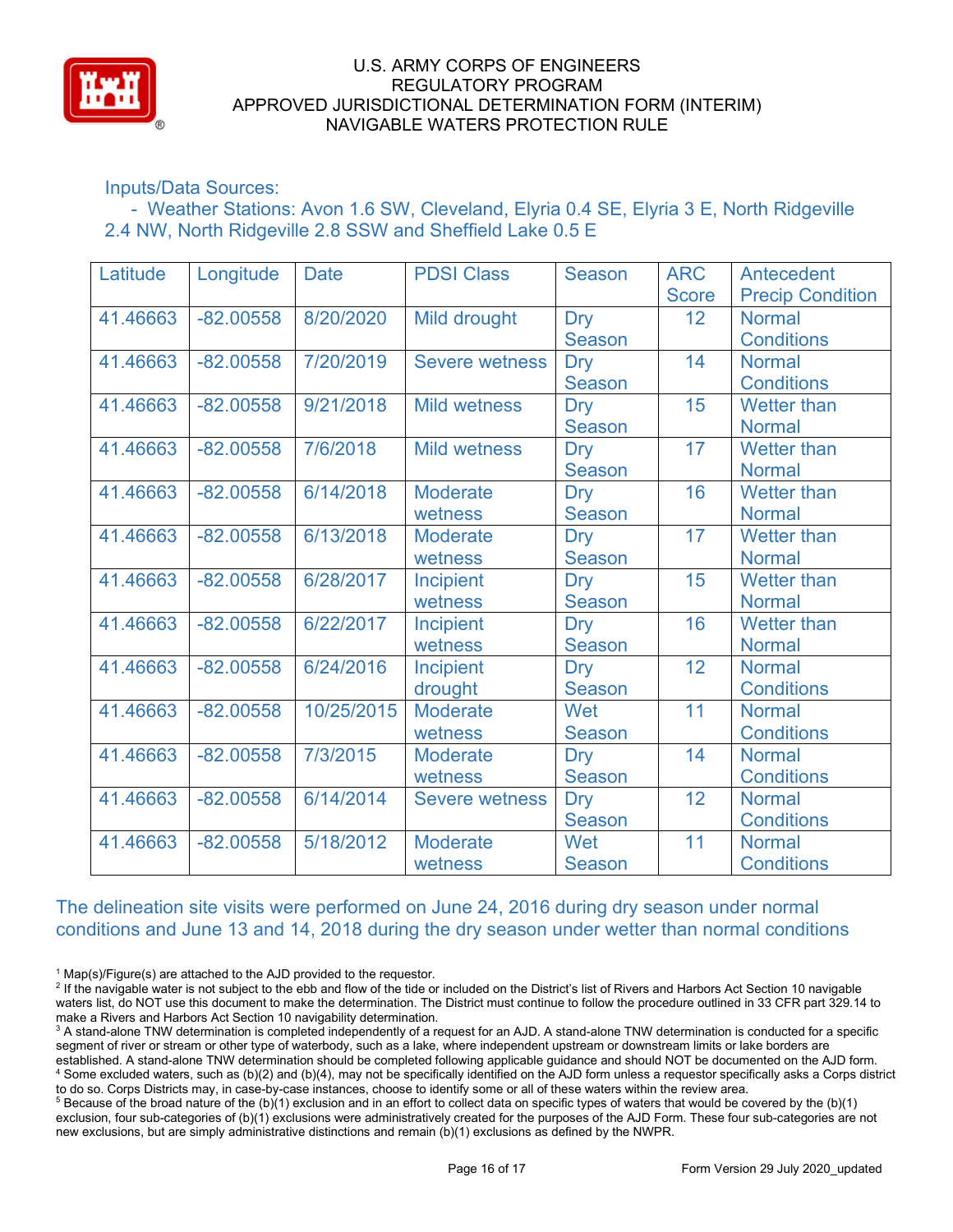Inputs/Data Sources:

- Weather Stations: Avon 1.6 SW, Cleveland, Elyria 0.4 SE, Elyria 3 E, North Ridgeville 2.4 NW, North Ridgeville 2.8 SSW and Sheffield Lake 0.5 E

| Latitude | Longitude | Date | PDSI Class | Season | ARC Score | Antecedent Precip Condition |
|---|---|---|---|---|---|---|
| 41.46663 | -82.00558 | 8/20/2020 | Mild drought | Dry Season | 12 | Normal Conditions |
| 41.46663 | -82.00558 | 7/20/2019 | Severe wetness | Dry Season | 14 | Normal Conditions |
| 41.46663 | -82.00558 | 9/21/2018 | Mild wetness | Dry Season | 15 | Wetter than Normal |
| 41.46663 | -82.00558 | 7/6/2018 | Mild wetness | Dry Season | 17 | Wetter than Normal |
| 41.46663 | -82.00558 | 6/14/2018 | Moderate wetness | Dry Season | 16 | Wetter than Normal |
| 41.46663 | -82.00558 | 6/13/2018 | Moderate wetness | Dry Season | 17 | Wetter than Normal |
| 41.46663 | -82.00558 | 6/28/2017 | Incipient wetness | Dry Season | 15 | Wetter than Normal |
| 41.46663 | -82.00558 | 6/22/2017 | Incipient wetness | Dry Season | 16 | Wetter than Normal |
| 41.46663 | -82.00558 | 6/24/2016 | Incipient drought | Dry Season | 12 | Normal Conditions |
| 41.46663 | -82.00558 | 10/25/2015 | Moderate wetness | Wet Season | 11 | Normal Conditions |
| 41.46663 | -82.00558 | 7/3/2015 | Moderate wetness | Dry Season | 14 | Normal Conditions |
| 41.46663 | -82.00558 | 6/14/2014 | Severe wetness | Dry Season | 12 | Normal Conditions |
| 41.46663 | -82.00558 | 5/18/2012 | Moderate wetness | Wet Season | 11 | Normal Conditions |

The delineation site visits were performed on June 24, 2016 during dry season under normal conditions and June 13 and 14, 2018 during the dry season under wetter than normal conditions

[1] Map(s)/Figure(s) are attached to the AJD provided to the requestor.

[2] If the navigable water is not subject to the ebb and flow of the tide or included on the District's list of Rivers and Harbors Act Section 10 navigable waters list, do NOT use this document to make the determination. The District must continue to follow the procedure outlined in 33 CFR part 329.14 to make a Rivers and Harbors Act Section 10 navigability determination.

[3] A stand-alone TNW determination is completed independently of a request for an AJD. A stand-alone TNW determination is conducted for a specific segment of river or stream or other type of waterbody, such as a lake, where independent upstream or downstream limits or lake borders are established. A stand-alone TNW determination should be completed following applicable guidance and should NOT be documented on the AJD form.

[4] Some excluded waters, such as (b)(2) and (b)(4), may not be specifically identified on the AJD form unless a requestor specifically asks a Corps district to do so. Corps Districts may, in case-by-case instances, choose to identify some or all of these waters within the review area.

[5] Because of the broad nature of the (b)(1) exclusion and in an effort to collect data on specific types of waters that would be covered by the (b)(1) exclusion, four sub-categories of (b)(1) exclusions were administratively created for the purposes of the AJD Form. These four sub-categories are not new exclusions, but are simply administrative distinctions and remain (b)(1) exclusions as defined by the NWPR.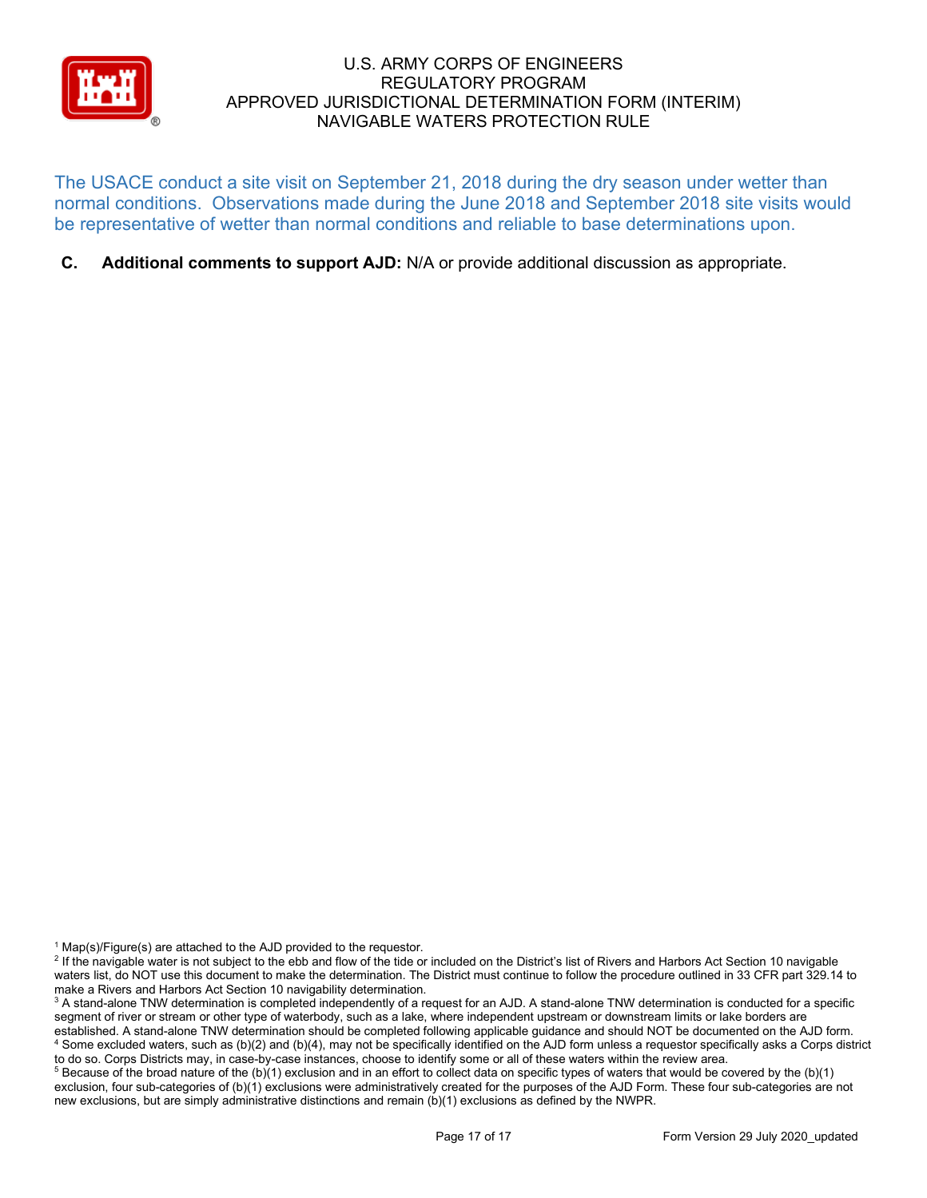The USACE conduct a site visit on September 21, 2018 during the dry season under wetter than normal conditions. Observations made during the June 2018 and September 2018 site visits would be representative of wetter than normal conditions and reliable to base determinations upon.

**C. Additional comments to support AJD:** N/A or provide additional discussion as appropriate.

[1] Map(s)/Figure(s) are attached to the AJD provided to the requestor.
[2] If the navigable water is not subject to the ebb and flow of the tide or included on the District's list of Rivers and Harbors Act Section 10 navigable waters list, do NOT use this document to make the determination. The District must continue to follow the procedure outlined in 33 CFR part 329.14 to make a Rivers and Harbors Act Section 10 navigability determination.
[3] A stand-alone TNW determination is completed independently of a request for an AJD. A stand-alone TNW determination is conducted for a specific segment of river or stream or other type of waterbody, such as a lake, where independent upstream or downstream limits or lake borders are established. A stand-alone TNW determination should be completed following applicable guidance and should NOT be documented on the AJD form.
[4] Some excluded waters, such as (b)(2) and (b)(4), may not be specifically identified on the AJD form unless a requestor specifically asks a Corps district to do so. Corps Districts may, in case-by-case instances, choose to identify some or all of these waters within the review area.
[5] Because of the broad nature of the (b)(1) exclusion and in an effort to collect data on specific types of waters that would be covered by the (b)(1) exclusion, four sub-categories of (b)(1) exclusions were administratively created for the purposes of the AJD Form. These four sub-categories are not new exclusions, but are simply administrative distinctions and remain (b)(1) exclusions as defined by the NWPR.